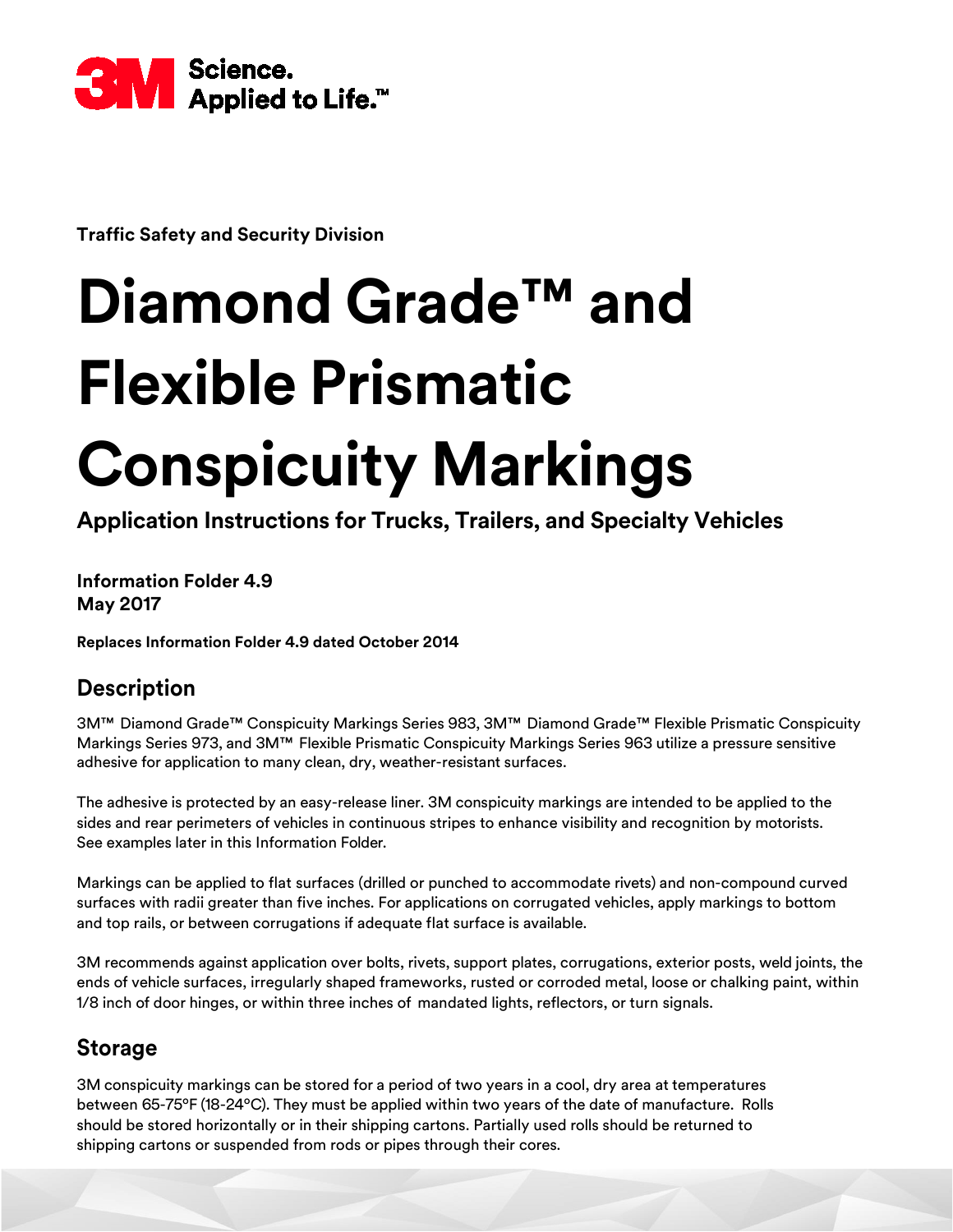Traffic Safety and Security Division

# Diamond Grade™ and Flexible Prismatic Conspicuity Markings

**Application Instructions for Trucks, Trailers, and Specialty Vehicles**

**Information Folder 4.9**
**May 2017**

**Replaces Information Folder 4.9 dated October 2014**

## Description

3M™ Diamond Grade™ Conspicuity Markings Series 983, 3M™ Diamond Grade™ Flexible Prismatic Conspicuity Markings Series 973, and 3M™ Flexible Prismatic Conspicuity Markings Series 963 utilize a pressure sensitive adhesive for application to many clean, dry, weather-resistant surfaces.

The adhesive is protected by an easy-release liner. 3M conspicuity markings are intended to be applied to the sides and rear perimeters of vehicles in continuous stripes to enhance visibility and recognition by motorists. See examples later in this Information Folder.

Markings can be applied to flat surfaces (drilled or punched to accommodate rivets) and non-compound curved surfaces with radii greater than five inches. For applications on corrugated vehicles, apply markings to bottom and top rails, or between corrugations if adequate flat surface is available.

3M recommends against application over bolts, rivets, support plates, corrugations, exterior posts, weld joints, the ends of vehicle surfaces, irregularly shaped frameworks, rusted or corroded metal, loose or chalking paint, within 1/8 inch of door hinges, or within three inches of mandated lights, reflectors, or turn signals.

## Storage

3M conspicuity markings can be stored for a period of two years in a cool, dry area at temperatures between 65-75°F (18-24°C). They must be applied within two years of the date of manufacture. Rolls should be stored horizontally or in their shipping cartons. Partially used rolls should be returned to shipping cartons or suspended from rods or pipes through their cores.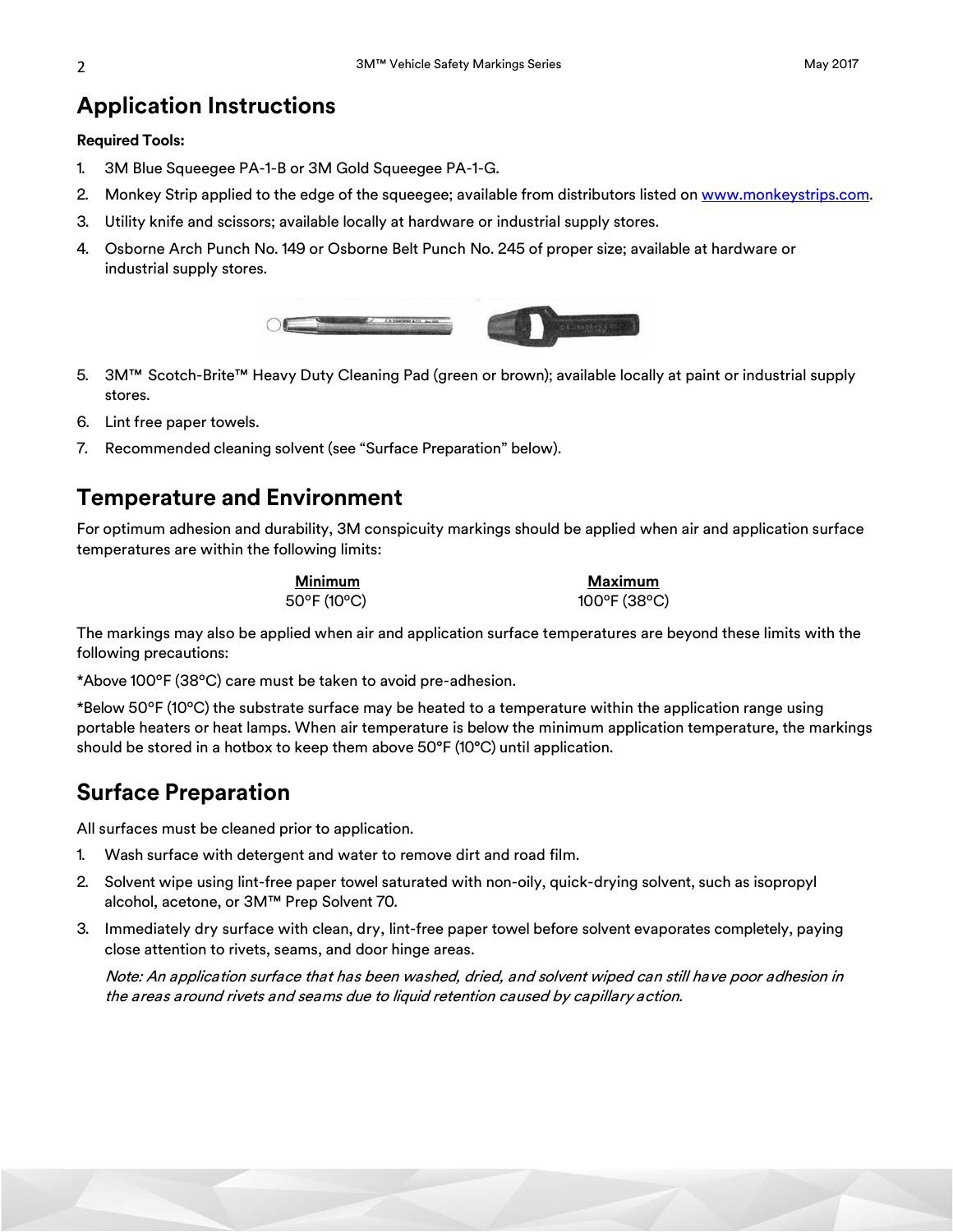## Application Instructions

**Required Tools:**

1. 3M Blue Squeegee PA-1-B or 3M Gold Squeegee PA-1-G.
2. Monkey Strip applied to the edge of the squeegee; available from distributors listed on www.monkeystrips.com.
3. Utility knife and scissors; available locally at hardware or industrial supply stores.
4. Osborne Arch Punch No. 149 or Osborne Belt Punch No. 245 of proper size; available at hardware or industrial supply stores.
5. 3M™ Scotch-Brite™ Heavy Duty Cleaning Pad (green or brown); available locally at paint or industrial supply stores.
6. Lint free paper towels.
7. Recommended cleaning solvent (see "Surface Preparation" below).

## Temperature and Environment

For optimum adhesion and durability, 3M conspicuity markings should be applied when air and application surface temperatures are within the following limits:

| Minimum | Maximum |
|---|---|
| 50°F (10°C) | 100°F (38°C) |

The markings may also be applied when air and application surface temperatures are beyond these limits with the following precautions:

*Above 100°F (38°C) care must be taken to avoid pre-adhesion.

*Below 50°F (10°C) the substrate surface may be heated to a temperature within the application range using portable heaters or heat lamps. When air temperature is below the minimum application temperature, the markings should be stored in a hotbox to keep them above 50°F (10°C) until application.

## Surface Preparation

All surfaces must be cleaned prior to application.

1. Wash surface with detergent and water to remove dirt and road film.
2. Solvent wipe using lint-free paper towel saturated with non-oily, quick-drying solvent, such as isopropyl alcohol, acetone, or 3M™ Prep Solvent 70.
3. Immediately dry surface with clean, dry, lint-free paper towel before solvent evaporates completely, paying close attention to rivets, seams, and door hinge areas.

   *Note: An application surface that has been washed, dried, and solvent wiped can still have poor adhesion in the areas around rivets and seams due to liquid retention caused by capillary action.*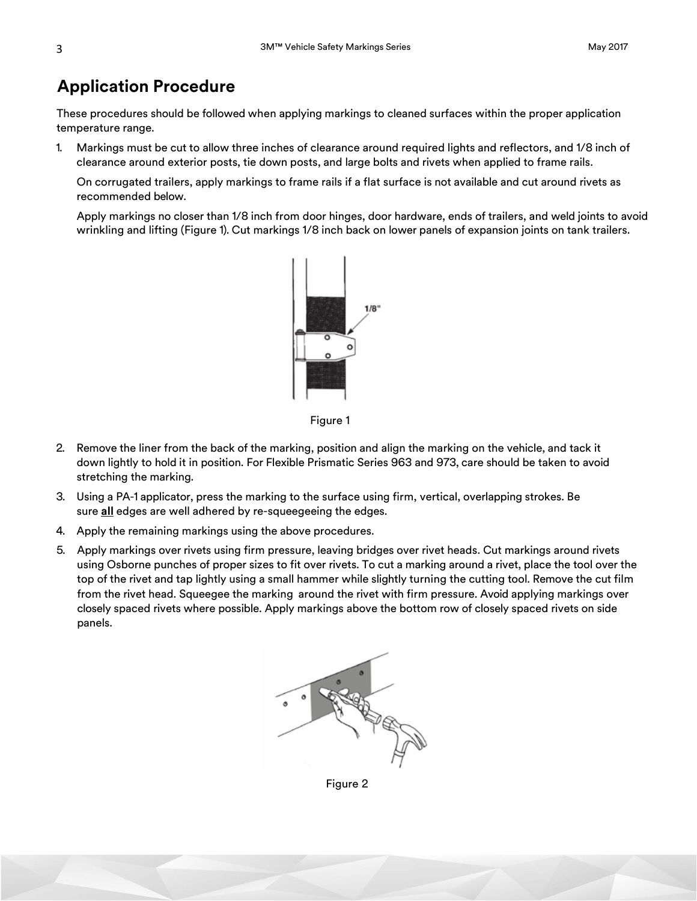## Application Procedure

These procedures should be followed when applying markings to cleaned surfaces within the proper application temperature range.

1. Markings must be cut to allow three inches of clearance around required lights and reflectors, and 1/8 inch of clearance around exterior posts, tie down posts, and large bolts and rivets when applied to frame rails.

   On corrugated trailers, apply markings to frame rails if a flat surface is not available and cut around rivets as recommended below.

   Apply markings no closer than 1/8 inch from door hinges, door hardware, ends of trailers, and weld joints to avoid wrinkling and lifting (Figure 1). Cut markings 1/8 inch back on lower panels of expansion joints on tank trailers.

Figure 1

2. Remove the liner from the back of the marking, position and align the marking on the vehicle, and tack it down lightly to hold it in position. For Flexible Prismatic Series 963 and 973, care should be taken to avoid stretching the marking.
3. Using a PA-1 applicator, press the marking to the surface using firm, vertical, overlapping strokes. Be sure **all** edges are well adhered by re-squeegeeing the edges.
4. Apply the remaining markings using the above procedures.
5. Apply markings over rivets using firm pressure, leaving bridges over rivet heads. Cut markings around rivets using Osborne punches of proper sizes to fit over rivets. To cut a marking around a rivet, place the tool over the top of the rivet and tap lightly using a small hammer while slightly turning the cutting tool. Remove the cut film from the rivet head. Squeegee the marking around the rivet with firm pressure. Avoid applying markings over closely spaced rivets where possible. Apply markings above the bottom row of closely spaced rivets on side panels.

Figure 2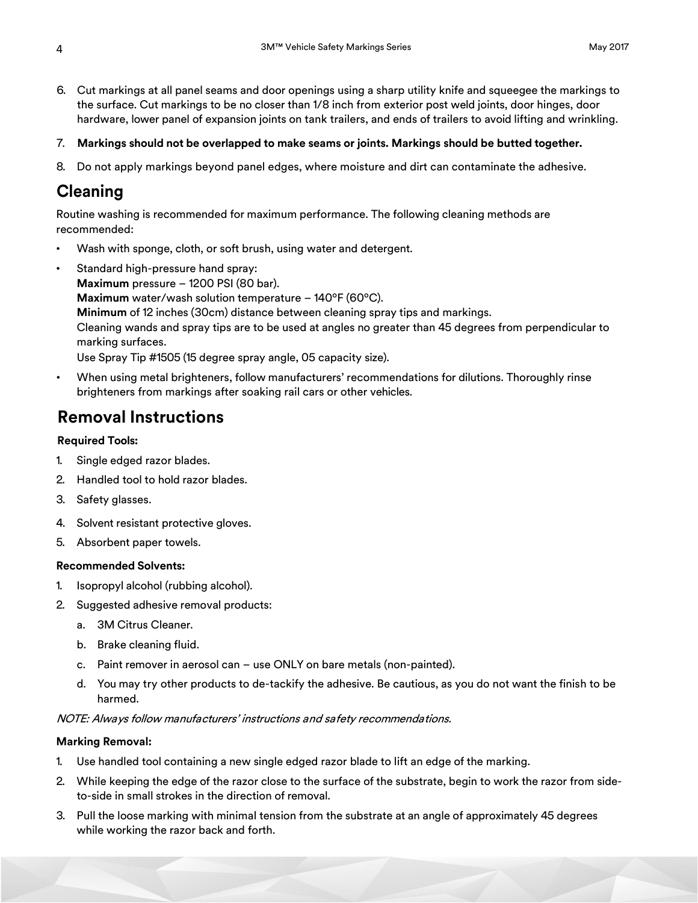6. Cut markings at all panel seams and door openings using a sharp utility knife and squeegee the markings to the surface. Cut markings to be no closer than 1/8 inch from exterior post weld joints, door hinges, door hardware, lower panel of expansion joints on tank trailers, and ends of trailers to avoid lifting and wrinkling.
7. **Markings should not be overlapped to make seams or joints. Markings should be butted together.**
8. Do not apply markings beyond panel edges, where moisture and dirt can contaminate the adhesive.

## Cleaning

Routine washing is recommended for maximum performance. The following cleaning methods are recommended:

- Wash with sponge, cloth, or soft brush, using water and detergent.
- Standard high-pressure hand spray:
  **Maximum** pressure – 1200 PSI (80 bar).
  **Maximum** water/wash solution temperature – 140°F (60°C).
  **Minimum** of 12 inches (30cm) distance between cleaning spray tips and markings.
  Cleaning wands and spray tips are to be used at angles no greater than 45 degrees from perpendicular to marking surfaces.
  Use Spray Tip #1505 (15 degree spray angle, 05 capacity size).
- When using metal brighteners, follow manufacturers' recommendations for dilutions. Thoroughly rinse brighteners from markings after soaking rail cars or other vehicles.

## Removal Instructions

**Required Tools:**

1. Single edged razor blades.
2. Handled tool to hold razor blades.
3. Safety glasses.
4. Solvent resistant protective gloves.
5. Absorbent paper towels.

**Recommended Solvents:**

1. Isopropyl alcohol (rubbing alcohol).
2. Suggested adhesive removal products:
   a. 3M Citrus Cleaner.
   b. Brake cleaning fluid.
   c. Paint remover in aerosol can – use ONLY on bare metals (non-painted).
   d. You may try other products to de-tackify the adhesive. Be cautious, as you do not want the finish to be harmed.

*NOTE: Always follow manufacturers' instructions and safety recommendations.*

**Marking Removal:**

1. Use handled tool containing a new single edged razor blade to lift an edge of the marking.
2. While keeping the edge of the razor close to the surface of the substrate, begin to work the razor from side-to-side in small strokes in the direction of removal.
3. Pull the loose marking with minimal tension from the substrate at an angle of approximately 45 degrees while working the razor back and forth.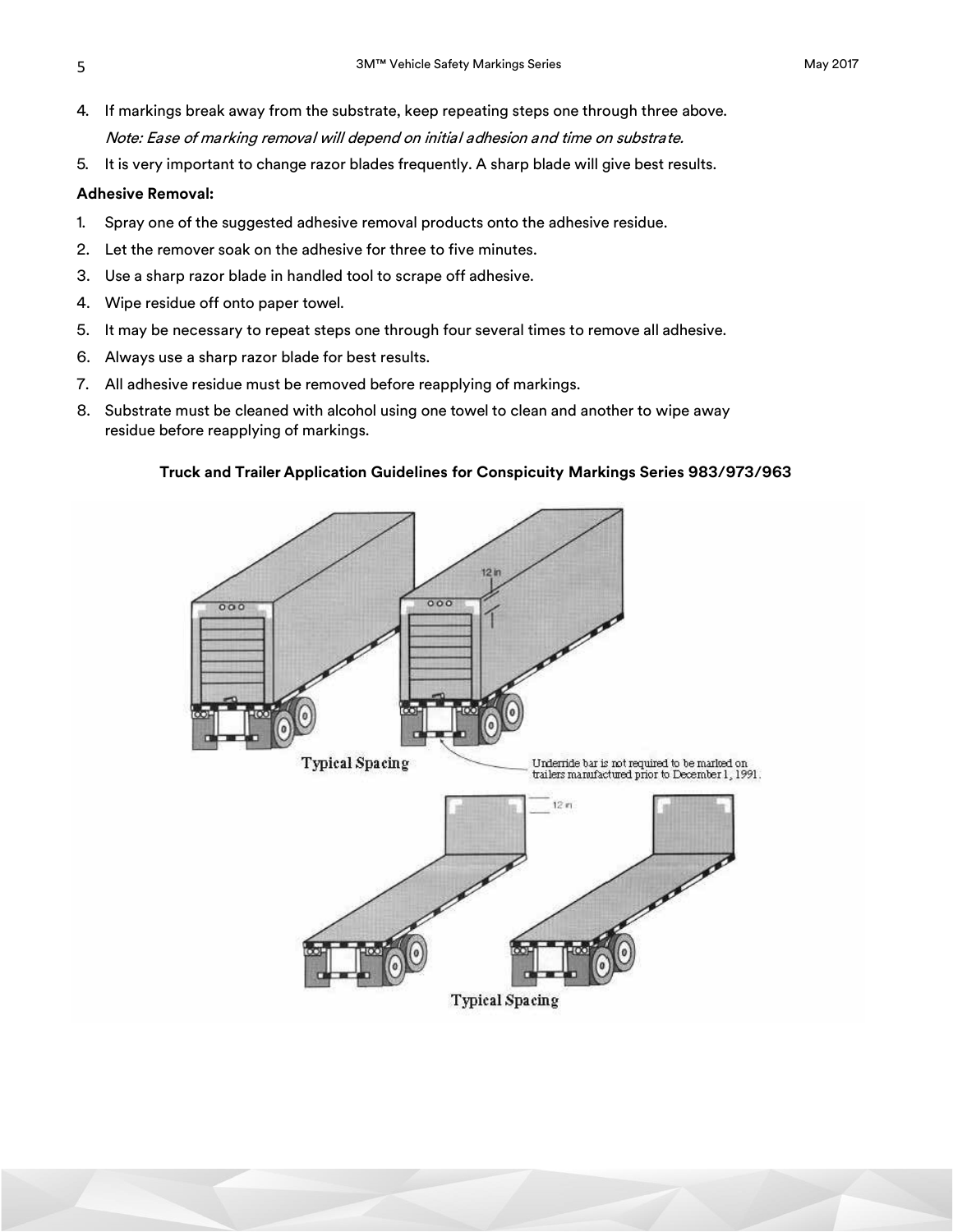4. If markings break away from the substrate, keep repeating steps one through three above.

   *Note: Ease of marking removal will depend on initial adhesion and time on substrate.*

5. It is very important to change razor blades frequently. A sharp blade will give best results.

**Adhesive Removal:**

1. Spray one of the suggested adhesive removal products onto the adhesive residue.
2. Let the remover soak on the adhesive for three to five minutes.
3. Use a sharp razor blade in handled tool to scrape off adhesive.
4. Wipe residue off onto paper towel.
5. It may be necessary to repeat steps one through four several times to remove all adhesive.
6. Always use a sharp razor blade for best results.
7. All adhesive residue must be removed before reapplying of markings.
8. Substrate must be cleaned with alcohol using one towel to clean and another to wipe away residue before reapplying of markings.

**Truck and Trailer Application Guidelines for Conspicuity Markings Series 983/973/963**

12 in

Typical Spacing

Underride bar is not required to be marked on trailers manufactured prior to December 1, 1991.

12 in

Typical Spacing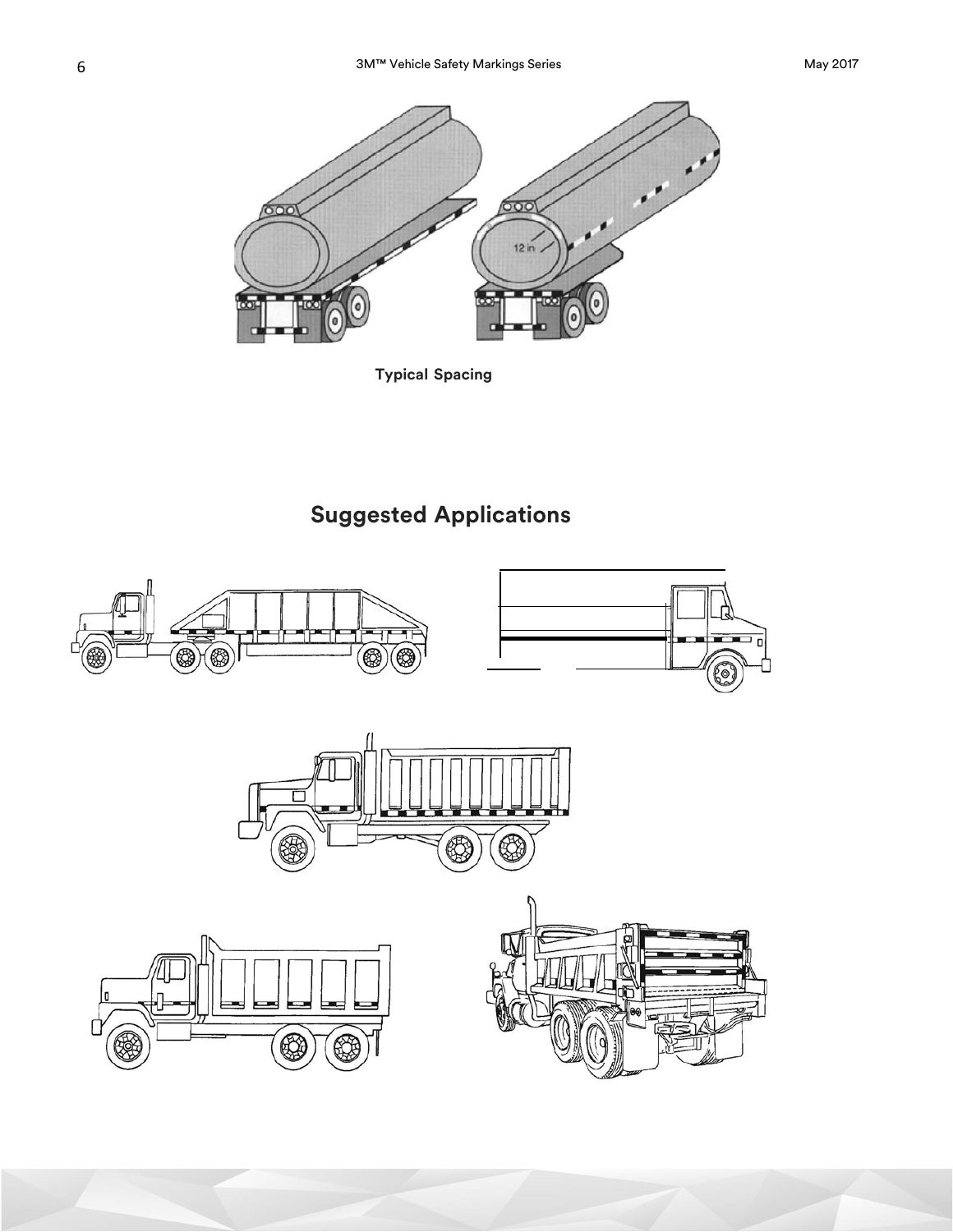12 in

Typical Spacing

## Suggested Applications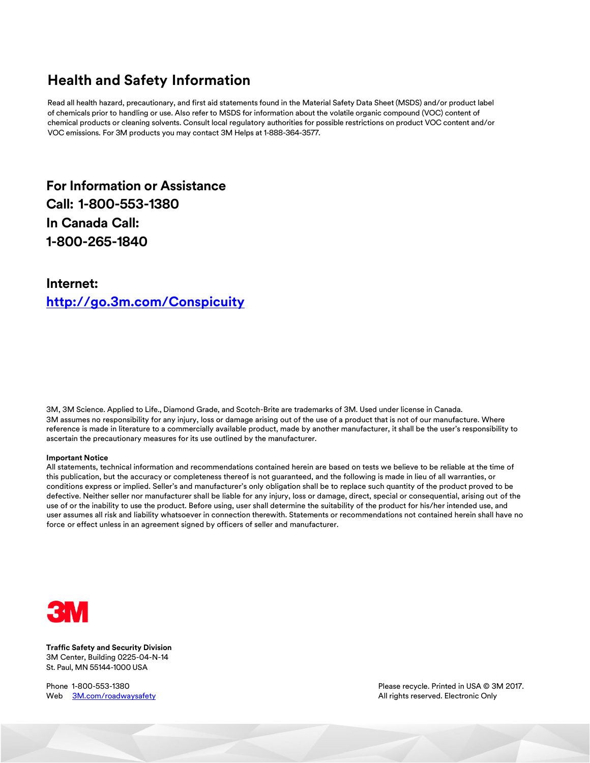## Health and Safety Information

Read all health hazard, precautionary, and first aid statements found in the Material Safety Data Sheet (MSDS) and/or product label of chemicals prior to handling or use. Also refer to MSDS for information about the volatile organic compound (VOC) content of chemical products or cleaning solvents. Consult local regulatory authorities for possible restrictions on product VOC content and/or VOC emissions. For 3M products you may contact 3M Helps at 1-888-364-3577.

### For Information or Assistance
### Call: 1-800-553-1380
### In Canada Call:
### 1-800-265-1840

### Internet:
### http://go.3m.com/Conspicuity

3M, 3M Science. Applied to Life., Diamond Grade, and Scotch-Brite are trademarks of 3M. Used under license in Canada.
3M assumes no responsibility for any injury, loss or damage arising out of the use of a product that is not of our manufacture. Where reference is made in literature to a commercially available product, made by another manufacturer, it shall be the user's responsibility to ascertain the precautionary measures for its use outlined by the manufacturer.

**Important Notice**
All statements, technical information and recommendations contained herein are based on tests we believe to be reliable at the time of this publication, but the accuracy or completeness thereof is not guaranteed, and the following is made in lieu of all warranties, or conditions express or implied. Seller's and manufacturer's only obligation shall be to replace such quantity of the product proved to be defective. Neither seller nor manufacturer shall be liable for any injury, loss or damage, direct, special or consequential, arising out of the use of or the inability to use the product. Before using, user shall determine the suitability of the product for his/her intended use, and user assumes all risk and liability whatsoever in connection therewith. Statements or recommendations not contained herein shall have no force or effect unless in an agreement signed by officers of seller and manufacturer.

3M

**Traffic Safety and Security Division**
3M Center, Building 0225-04-N-14
St. Paul, MN 55144-1000 USA

Phone 1-800-553-1380
Web 3M.com/roadwaysafety

Please recycle. Printed in USA © 3M 2017.
All rights reserved. Electronic Only